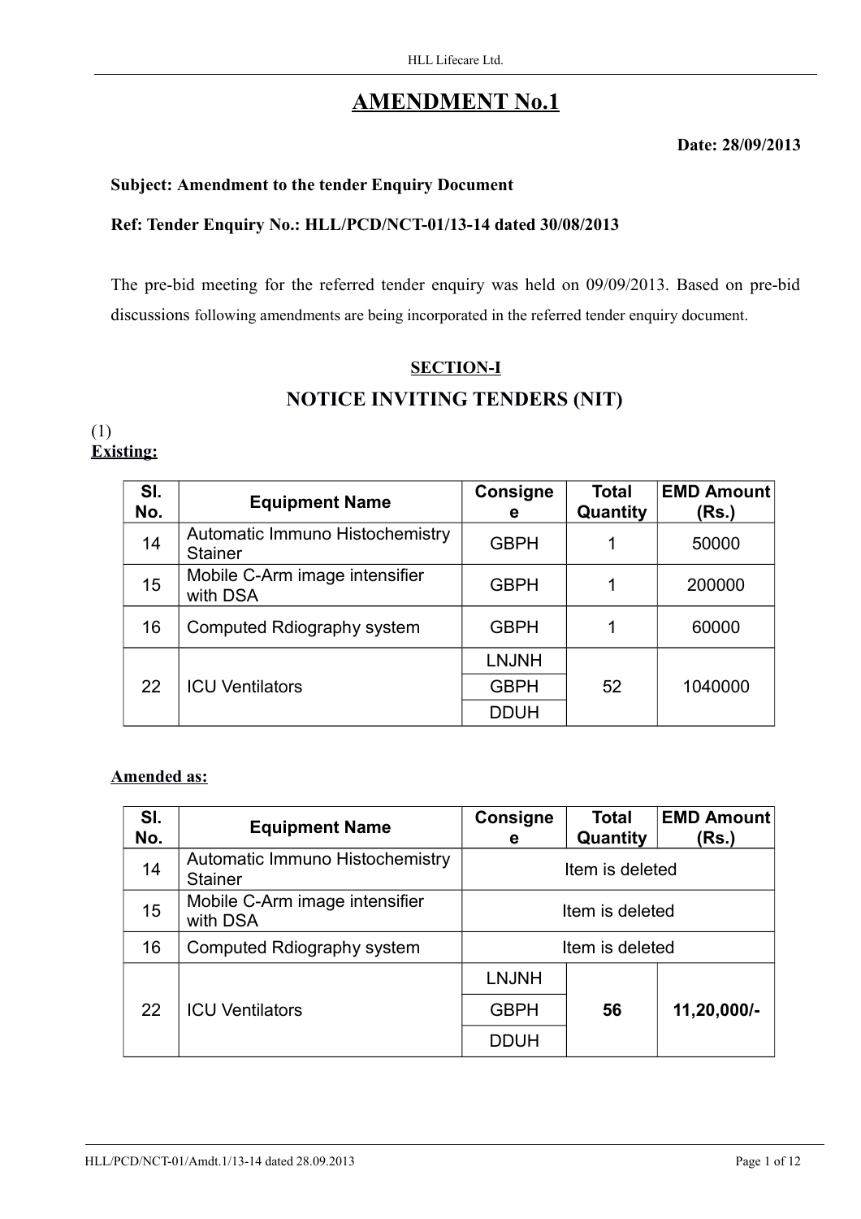# AMENDMENT No.1

**Date: 28/09/2013**

**Subject: Amendment to the tender Enquiry Document**

**Ref: Tender Enquiry No.: HLL/PCD/NCT-01/13-14 dated 30/08/2013**

The pre-bid meeting for the referred tender enquiry was held on 09/09/2013. Based on pre-bid discussions following amendments are being incorporated in the referred tender enquiry document.

## SECTION-I

## NOTICE INVITING TENDERS (NIT)

(1)
**Existing:**

| Sl. No. | Equipment Name | Consignee | Total Quantity | EMD Amount (Rs.) |
|---|---|---|---|---|
| 14 | Automatic Immuno Histochemistry Stainer | GBPH | 1 | 50000 |
| 15 | Mobile C-Arm image intensifier with DSA | GBPH | 1 | 200000 |
| 16 | Computed Rdiography system | GBPH | 1 | 60000 |
| 22 | ICU Ventilators | LNJNH | 52 | 1040000 |
| | | GBPH | | |
| | | DDUH | | |

**Amended as:**

| Sl. No. | Equipment Name | Consignee | Total Quantity | EMD Amount (Rs.) |
|---|---|---|---|---|
| 14 | Automatic Immuno Histochemistry Stainer | Item is deleted | | |
| 15 | Mobile C-Arm image intensifier with DSA | Item is deleted | | |
| 16 | Computed Rdiography system | Item is deleted | | |
| 22 | ICU Ventilators | LNJNH | **56** | **11,20,000/-** |
| | | GBPH | | |
| | | DDUH | | |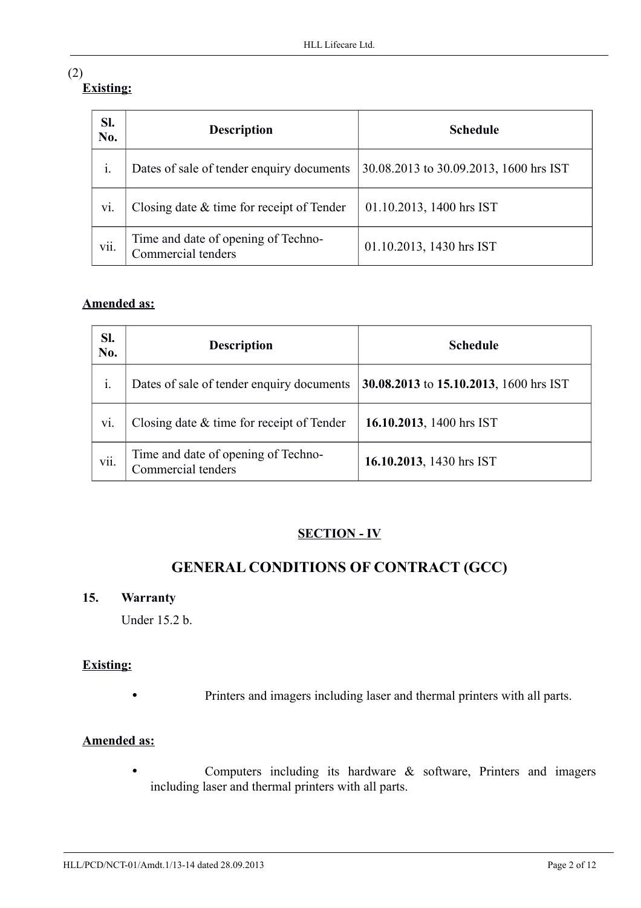(2)

**Existing:**

| Sl. No. | Description | Schedule |
|---|---|---|
| i. | Dates of sale of tender enquiry documents | 30.08.2013 to 30.09.2013, 1600 hrs IST |
| vi. | Closing date & time for receipt of Tender | 01.10.2013, 1400 hrs IST |
| vii. | Time and date of opening of Techno-Commercial tenders | 01.10.2013, 1430 hrs IST |

**Amended as:**

| Sl. No. | Description | Schedule |
|---|---|---|
| i. | Dates of sale of tender enquiry documents | **30.08.2013** to **15.10.2013**, 1600 hrs IST |
| vi. | Closing date & time for receipt of Tender | **16.10.2013**, 1400 hrs IST |
| vii. | Time and date of opening of Techno-Commercial tenders | **16.10.2013**, 1430 hrs IST |

**SECTION - IV**

## GENERAL CONDITIONS OF CONTRACT (GCC)

**15. Warranty**

Under 15.2 b.

**Existing:**

- Printers and imagers including laser and thermal printers with all parts.

**Amended as:**

- Computers including its hardware & software, Printers and imagers including laser and thermal printers with all parts.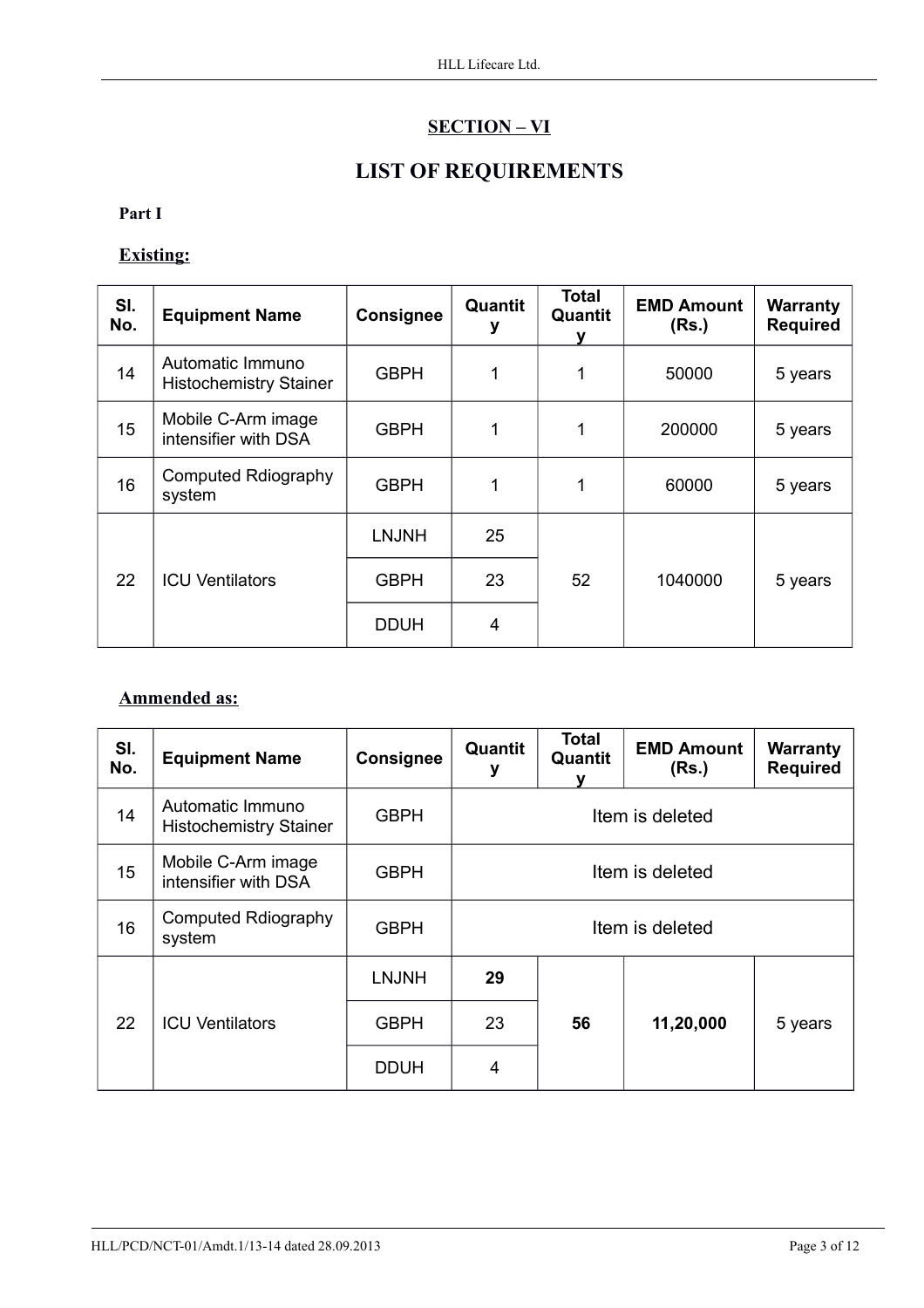## SECTION – VI

# LIST OF REQUIREMENTS

**Part I**

**Existing:**

| Sl. No. | Equipment Name | Consignee | Quantity | Total Quantity | EMD Amount (Rs.) | Warranty Required |
|---|---|---|---|---|---|---|
| 14 | Automatic Immuno Histochemistry Stainer | GBPH | 1 | 1 | 50000 | 5 years |
| 15 | Mobile C-Arm image intensifier with DSA | GBPH | 1 | 1 | 200000 | 5 years |
| 16 | Computed Rdiography system | GBPH | 1 | 1 | 60000 | 5 years |
| 22 | ICU Ventilators | LNJNH | 25 | 52 | 1040000 | 5 years |
| | | GBPH | 23 | | | |
| | | DDUH | 4 | | | |

**Ammended as:**

| Sl. No. | Equipment Name | Consignee | Quantity | Total Quantity | EMD Amount (Rs.) | Warranty Required |
|---|---|---|---|---|---|---|
| 14 | Automatic Immuno Histochemistry Stainer | GBPH | Item is deleted | | | |
| 15 | Mobile C-Arm image intensifier with DSA | GBPH | Item is deleted | | | |
| 16 | Computed Rdiography system | GBPH | Item is deleted | | | |
| 22 | ICU Ventilators | LNJNH | **29** | **56** | **11,20,000** | 5 years |
| | | GBPH | 23 | | | |
| | | DDUH | 4 | | | |

HLL/PCD/NCT-01/Amdt.1/13-14 dated 28.09.2013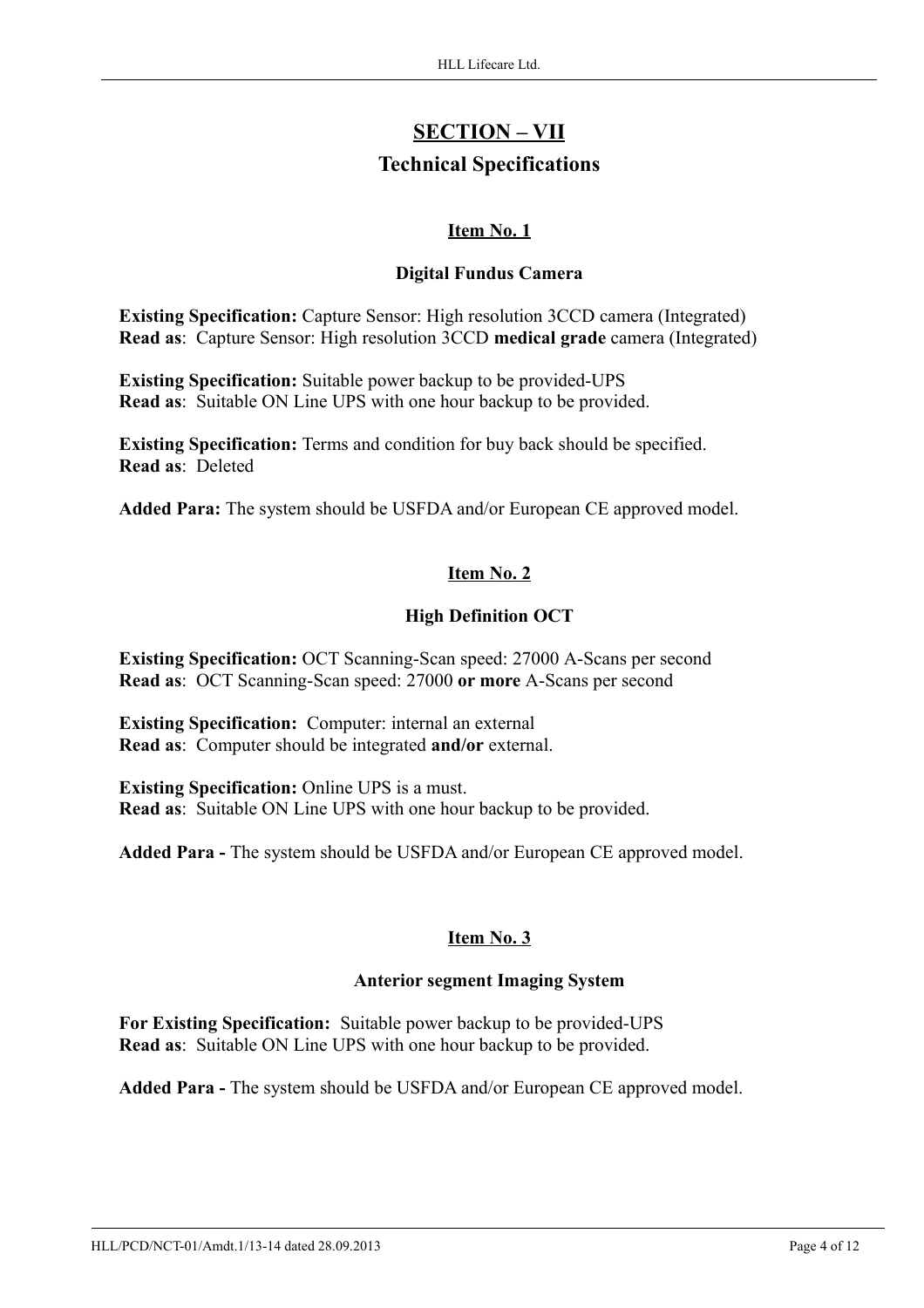# SECTION – VII

## Technical Specifications

### Item No. 1

**Digital Fundus Camera**

**Existing Specification:** Capture Sensor: High resolution 3CCD camera (Integrated)
**Read as**: Capture Sensor: High resolution 3CCD **medical grade** camera (Integrated)

**Existing Specification:** Suitable power backup to be provided-UPS
**Read as**: Suitable ON Line UPS with one hour backup to be provided.

**Existing Specification:** Terms and condition for buy back should be specified.
**Read as**: Deleted

**Added Para:** The system should be USFDA and/or European CE approved model.

### Item No. 2

**High Definition OCT**

**Existing Specification:** OCT Scanning-Scan speed: 27000 A-Scans per second
**Read as**: OCT Scanning-Scan speed: 27000 **or more** A-Scans per second

**Existing Specification:** Computer: internal an external
**Read as**: Computer should be integrated **and/or** external.

**Existing Specification:** Online UPS is a must.
**Read as**: Suitable ON Line UPS with one hour backup to be provided.

**Added Para -** The system should be USFDA and/or European CE approved model.

### Item No. 3

**Anterior segment Imaging System**

**For Existing Specification:** Suitable power backup to be provided-UPS
**Read as**: Suitable ON Line UPS with one hour backup to be provided.

**Added Para -** The system should be USFDA and/or European CE approved model.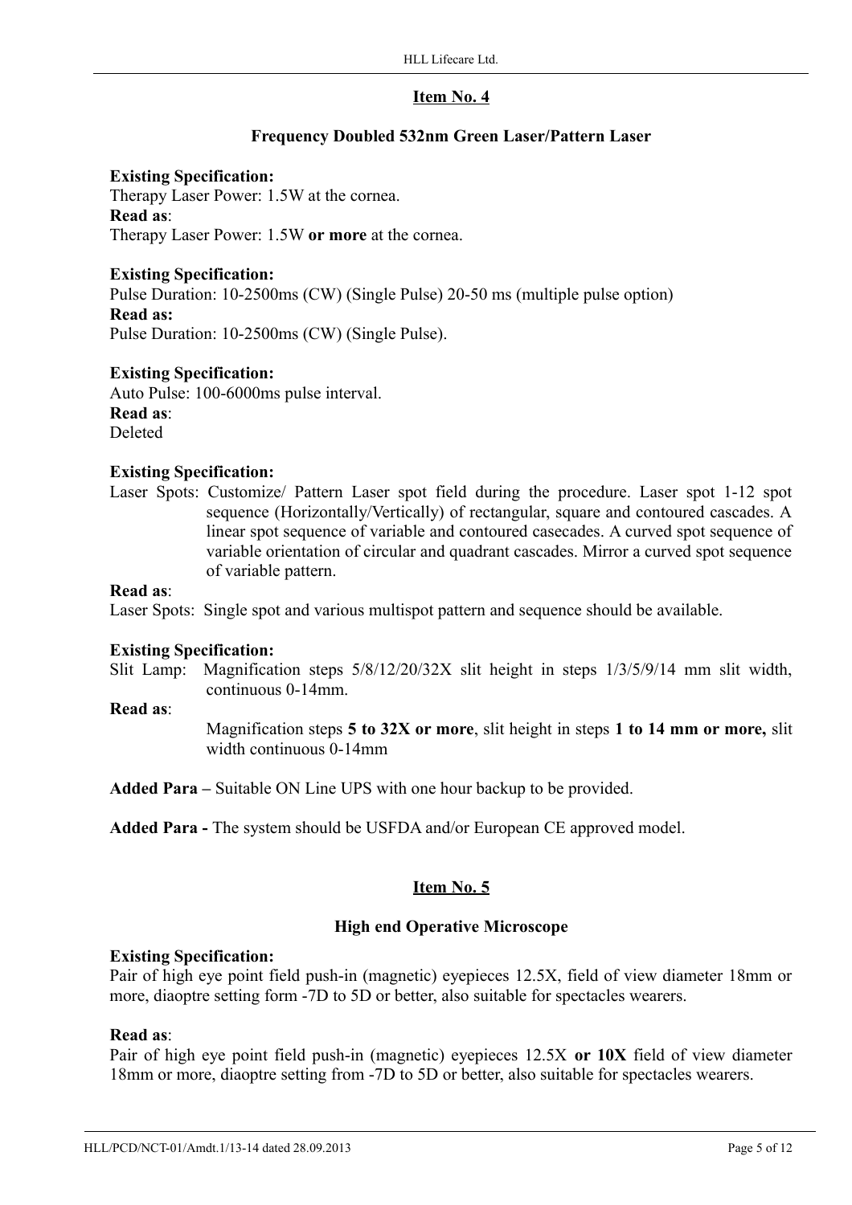## Item No. 4

### Frequency Doubled 532nm Green Laser/Pattern Laser

**Existing Specification:**
Therapy Laser Power: 1.5W at the cornea.
**Read as**:
Therapy Laser Power: 1.5W **or more** at the cornea.

**Existing Specification:**
Pulse Duration: 10-2500ms (CW) (Single Pulse) 20-50 ms (multiple pulse option)
**Read as:**
Pulse Duration: 10-2500ms (CW) (Single Pulse).

**Existing Specification:**
Auto Pulse: 100-6000ms pulse interval.
**Read as**:
Deleted

**Existing Specification:**
Laser Spots: Customize/ Pattern Laser spot field during the procedure. Laser spot 1-12 spot sequence (Horizontally/Vertically) of rectangular, square and contoured cascades. A linear spot sequence of variable and contoured casecades. A curved spot sequence of variable orientation of circular and quadrant cascades. Mirror a curved spot sequence of variable pattern.
**Read as**:
Laser Spots: Single spot and various multispot pattern and sequence should be available.

**Existing Specification:**
Slit Lamp: Magnification steps 5/8/12/20/32X slit height in steps 1/3/5/9/14 mm slit width, continuous 0-14mm.
**Read as**:
Magnification steps **5 to 32X or more**, slit height in steps **1 to 14 mm or more,** slit width continuous 0-14mm

**Added Para –** Suitable ON Line UPS with one hour backup to be provided.

**Added Para -** The system should be USFDA and/or European CE approved model.

## Item No. 5

### High end Operative Microscope

**Existing Specification:**
Pair of high eye point field push-in (magnetic) eyepieces 12.5X, field of view diameter 18mm or more, diaoptre setting form -7D to 5D or better, also suitable for spectacles wearers.

**Read as**:
Pair of high eye point field push-in (magnetic) eyepieces 12.5X **or 10X** field of view diameter 18mm or more, diaoptre setting from -7D to 5D or better, also suitable for spectacles wearers.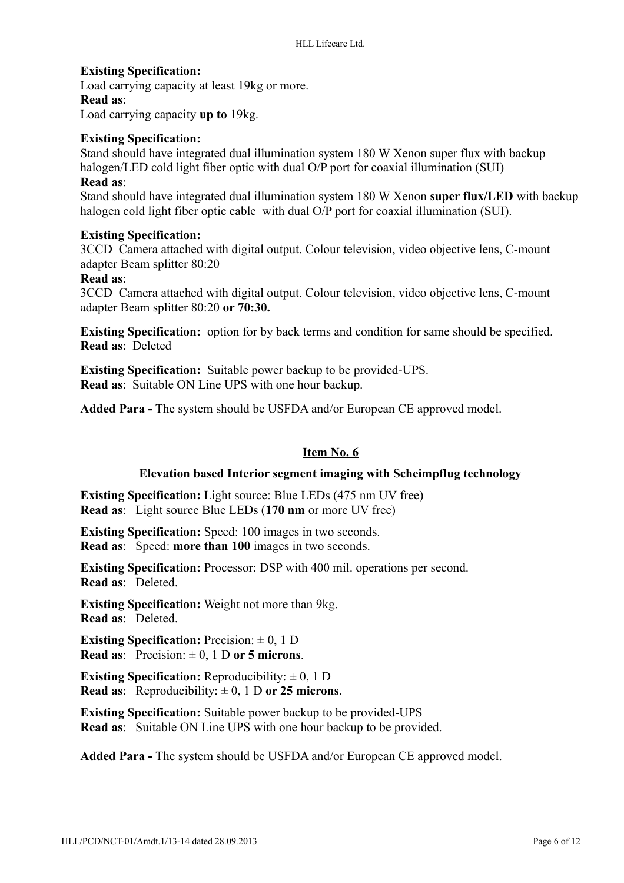**Existing Specification:**
Load carrying capacity at least 19kg or more.
**Read as**:
Load carrying capacity **up to** 19kg.

**Existing Specification:**
Stand should have integrated dual illumination system 180 W Xenon super flux with backup halogen/LED cold light fiber optic with dual O/P port for coaxial illumination (SUI)
**Read as**:
Stand should have integrated dual illumination system 180 W Xenon **super flux/LED** with backup halogen cold light fiber optic cable with dual O/P port for coaxial illumination (SUI).

**Existing Specification:**
3CCD Camera attached with digital output. Colour television, video objective lens, C-mount adapter Beam splitter 80:20
**Read as**:
3CCD Camera attached with digital output. Colour television, video objective lens, C-mount adapter Beam splitter 80:20 **or 70:30.**

**Existing Specification:** option for by back terms and condition for same should be specified.
**Read as**: Deleted

**Existing Specification:** Suitable power backup to be provided-UPS.
**Read as**: Suitable ON Line UPS with one hour backup.

**Added Para -** The system should be USFDA and/or European CE approved model.

## Item No. 6

### Elevation based Interior segment imaging with Scheimpflug technology

**Existing Specification:** Light source: Blue LEDs (475 nm UV free)
**Read as**: Light source Blue LEDs (**170 nm** or more UV free)

**Existing Specification:** Speed: 100 images in two seconds.
**Read as**: Speed: **more than 100** images in two seconds.

**Existing Specification:** Processor: DSP with 400 mil. operations per second.
**Read as**: Deleted.

**Existing Specification:** Weight not more than 9kg.
**Read as**: Deleted.

**Existing Specification:** Precision: ± 0, 1 D
**Read as**: Precision: ± 0, 1 D **or 5 microns**.

**Existing Specification:** Reproducibility: ± 0, 1 D
**Read as**: Reproducibility: ± 0, 1 D **or 25 microns**.

**Existing Specification:** Suitable power backup to be provided-UPS
**Read as**: Suitable ON Line UPS with one hour backup to be provided.

**Added Para -** The system should be USFDA and/or European CE approved model.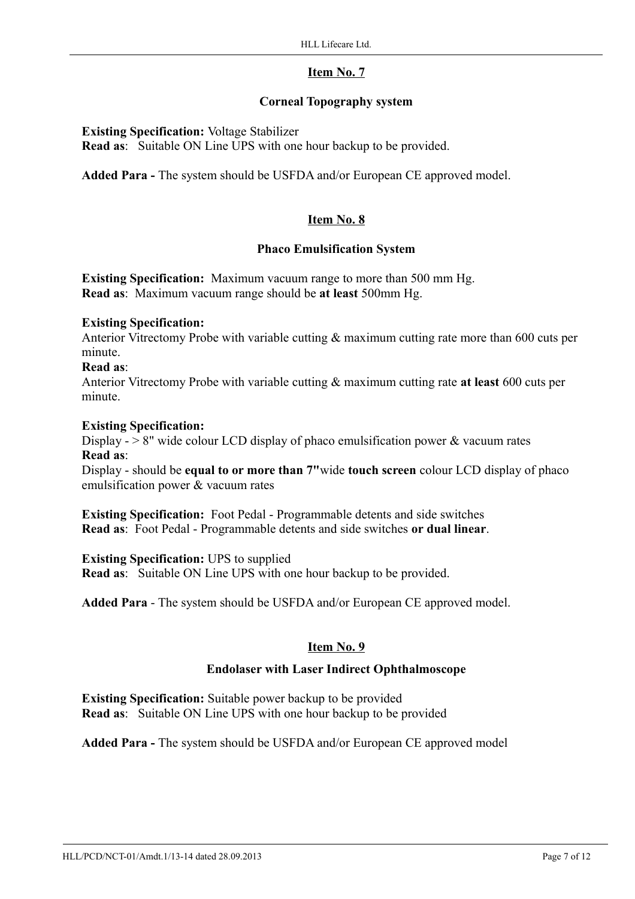## Item No. 7

### Corneal Topography system

**Existing Specification:** Voltage Stabilizer
**Read as**: Suitable ON Line UPS with one hour backup to be provided.

**Added Para -** The system should be USFDA and/or European CE approved model.

## Item No. 8

### Phaco Emulsification System

**Existing Specification:** Maximum vacuum range to more than 500 mm Hg.
**Read as**: Maximum vacuum range should be **at least** 500mm Hg.

**Existing Specification:**
Anterior Vitrectomy Probe with variable cutting & maximum cutting rate more than 600 cuts per minute.
**Read as**:
Anterior Vitrectomy Probe with variable cutting & maximum cutting rate **at least** 600 cuts per minute.

**Existing Specification:**
Display - > 8" wide colour LCD display of phaco emulsification power & vacuum rates
**Read as**:
Display - should be **equal to or more than 7"**wide **touch screen** colour LCD display of phaco emulsification power & vacuum rates

**Existing Specification:** Foot Pedal - Programmable detents and side switches
**Read as**: Foot Pedal - Programmable detents and side switches **or dual linear**.

**Existing Specification:** UPS to supplied
**Read as**: Suitable ON Line UPS with one hour backup to be provided.

**Added Para** - The system should be USFDA and/or European CE approved model.

## Item No. 9

### Endolaser with Laser Indirect Ophthalmoscope

**Existing Specification:** Suitable power backup to be provided
**Read as**: Suitable ON Line UPS with one hour backup to be provided

**Added Para -** The system should be USFDA and/or European CE approved model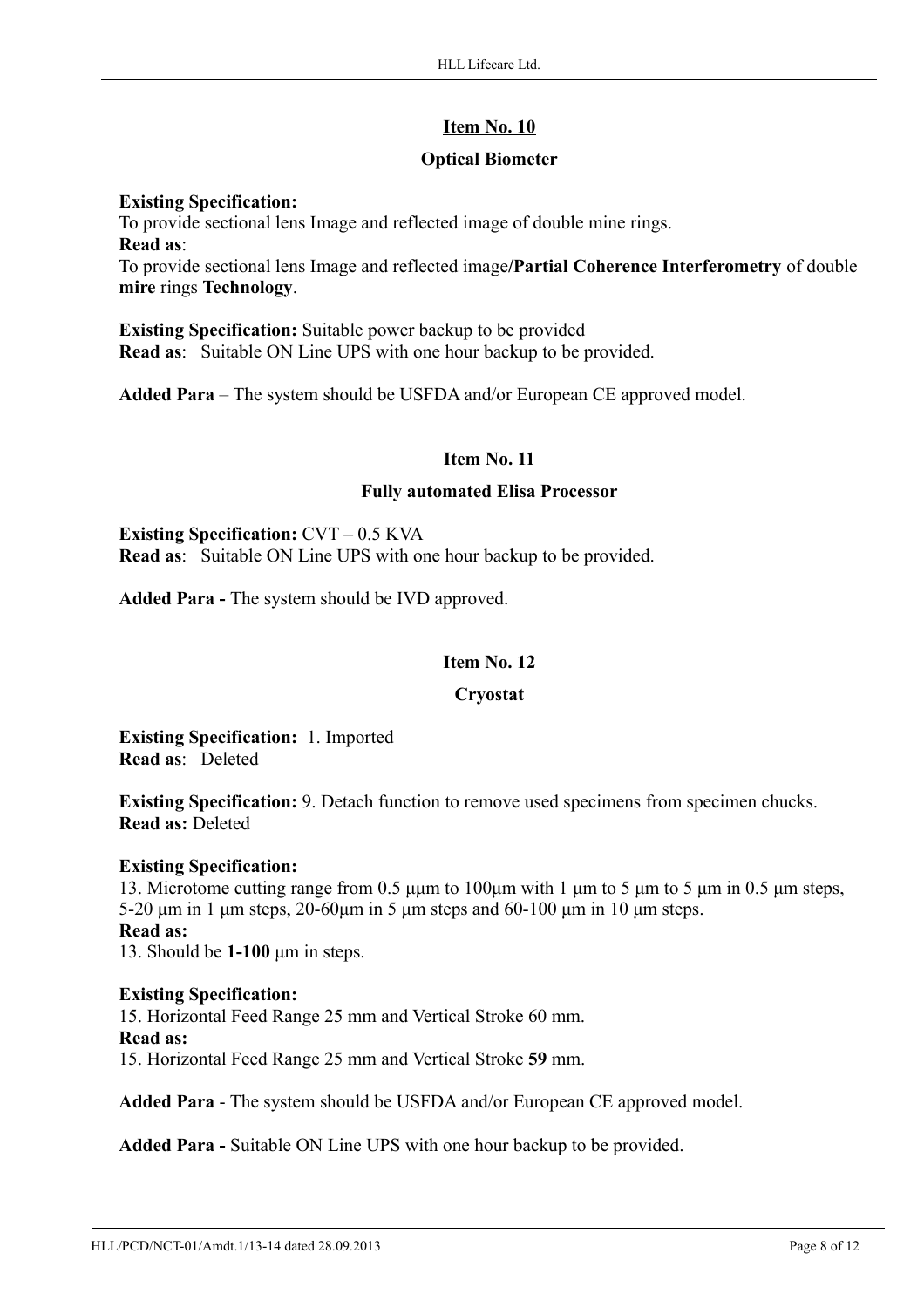## Item No. 10

### Optical Biometer

**Existing Specification:**
To provide sectional lens Image and reflected image of double mine rings.
**Read as**:
To provide sectional lens Image and reflected image**/Partial Coherence Interferometry** of double **mire** rings **Technology**.

**Existing Specification:** Suitable power backup to be provided
**Read as**: Suitable ON Line UPS with one hour backup to be provided.

**Added Para** – The system should be USFDA and/or European CE approved model.

## Item No. 11

### Fully automated Elisa Processor

**Existing Specification:** CVT – 0.5 KVA
**Read as**: Suitable ON Line UPS with one hour backup to be provided.

**Added Para -** The system should be IVD approved.

## Item No. 12

### Cryostat

**Existing Specification:** 1. Imported
**Read as**: Deleted

**Existing Specification:** 9. Detach function to remove used specimens from specimen chucks.
**Read as:** Deleted

**Existing Specification:**
13. Microtome cutting range from 0.5 μμm to 100μm with 1 μm to 5 μm to 5 μm in 0.5 μm steps, 5-20 μm in 1 μm steps, 20-60μm in 5 μm steps and 60-100 μm in 10 μm steps.
**Read as:**
13. Should be **1-100** μm in steps.

**Existing Specification:**
15. Horizontal Feed Range 25 mm and Vertical Stroke 60 mm.
**Read as:**
15. Horizontal Feed Range 25 mm and Vertical Stroke **59** mm.

**Added Para** - The system should be USFDA and/or European CE approved model.

**Added Para -** Suitable ON Line UPS with one hour backup to be provided.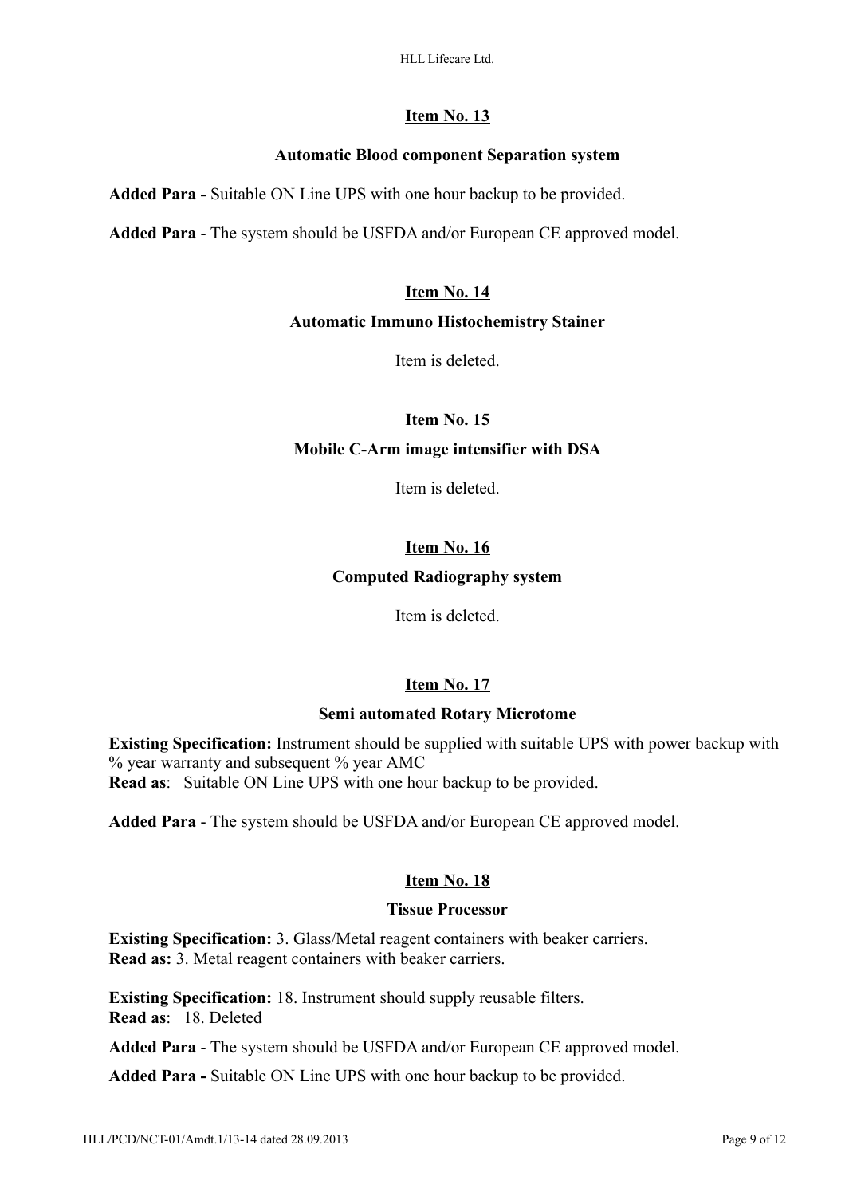**Item No. 13**

**Automatic Blood component Separation system**

**Added Para -** Suitable ON Line UPS with one hour backup to be provided.

**Added Para** - The system should be USFDA and/or European CE approved model.

**Item No. 14**

**Automatic Immuno Histochemistry Stainer**

Item is deleted.

**Item No. 15**

**Mobile C-Arm image intensifier with DSA**

Item is deleted.

**Item No. 16**

**Computed Radiography system**

Item is deleted.

**Item No. 17**

**Semi automated Rotary Microtome**

**Existing Specification:** Instrument should be supplied with suitable UPS with power backup with % year warranty and subsequent % year AMC
**Read as**: Suitable ON Line UPS with one hour backup to be provided.

**Added Para** - The system should be USFDA and/or European CE approved model.

**Item No. 18**

**Tissue Processor**

**Existing Specification:** 3. Glass/Metal reagent containers with beaker carriers.
**Read as:** 3. Metal reagent containers with beaker carriers.

**Existing Specification:** 18. Instrument should supply reusable filters.
**Read as**: 18. Deleted

**Added Para** - The system should be USFDA and/or European CE approved model.

**Added Para -** Suitable ON Line UPS with one hour backup to be provided.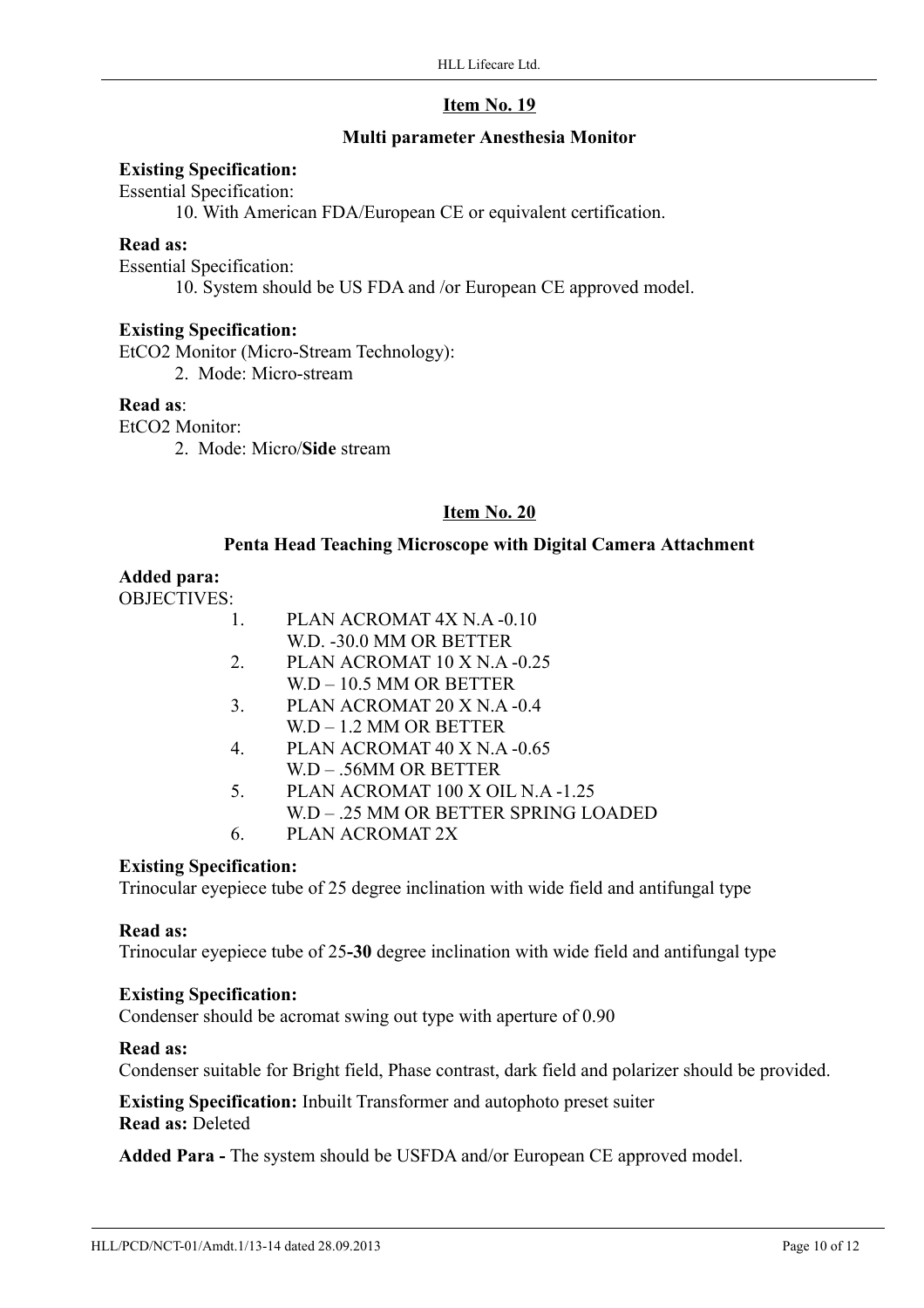## Item No. 19

### Multi parameter Anesthesia Monitor

**Existing Specification:**

Essential Specification:

10. With American FDA/European CE or equivalent certification.

**Read as:**

Essential Specification:

10. System should be US FDA and /or European CE approved model.

**Existing Specification:**

EtCO2 Monitor (Micro-Stream Technology):

2. Mode: Micro-stream

**Read as**:

EtCO2 Monitor:

2. Mode: Micro/**Side** stream

## Item No. 20

### Penta Head Teaching Microscope with Digital Camera Attachment

**Added para:**

OBJECTIVES:

1. PLAN ACROMAT 4X N.A -0.10
   W.D. -30.0 MM OR BETTER
2. PLAN ACROMAT 10 X N.A -0.25
   W.D – 10.5 MM OR BETTER
3. PLAN ACROMAT 20 X N.A -0.4
   W.D – 1.2 MM OR BETTER
4. PLAN ACROMAT 40 X N.A -0.65
   W.D – .56MM OR BETTER
5. PLAN ACROMAT 100 X OIL N.A -1.25
   W.D – .25 MM OR BETTER SPRING LOADED
6. PLAN ACROMAT 2X

**Existing Specification:**

Trinocular eyepiece tube of 25 degree inclination with wide field and antifungal type

**Read as:**

Trinocular eyepiece tube of 25**-30** degree inclination with wide field and antifungal type

**Existing Specification:**

Condenser should be acromat swing out type with aperture of 0.90

**Read as:**

Condenser suitable for Bright field, Phase contrast, dark field and polarizer should be provided.

**Existing Specification:** Inbuilt Transformer and autophoto preset suiter

**Read as:** Deleted

**Added Para -** The system should be USFDA and/or European CE approved model.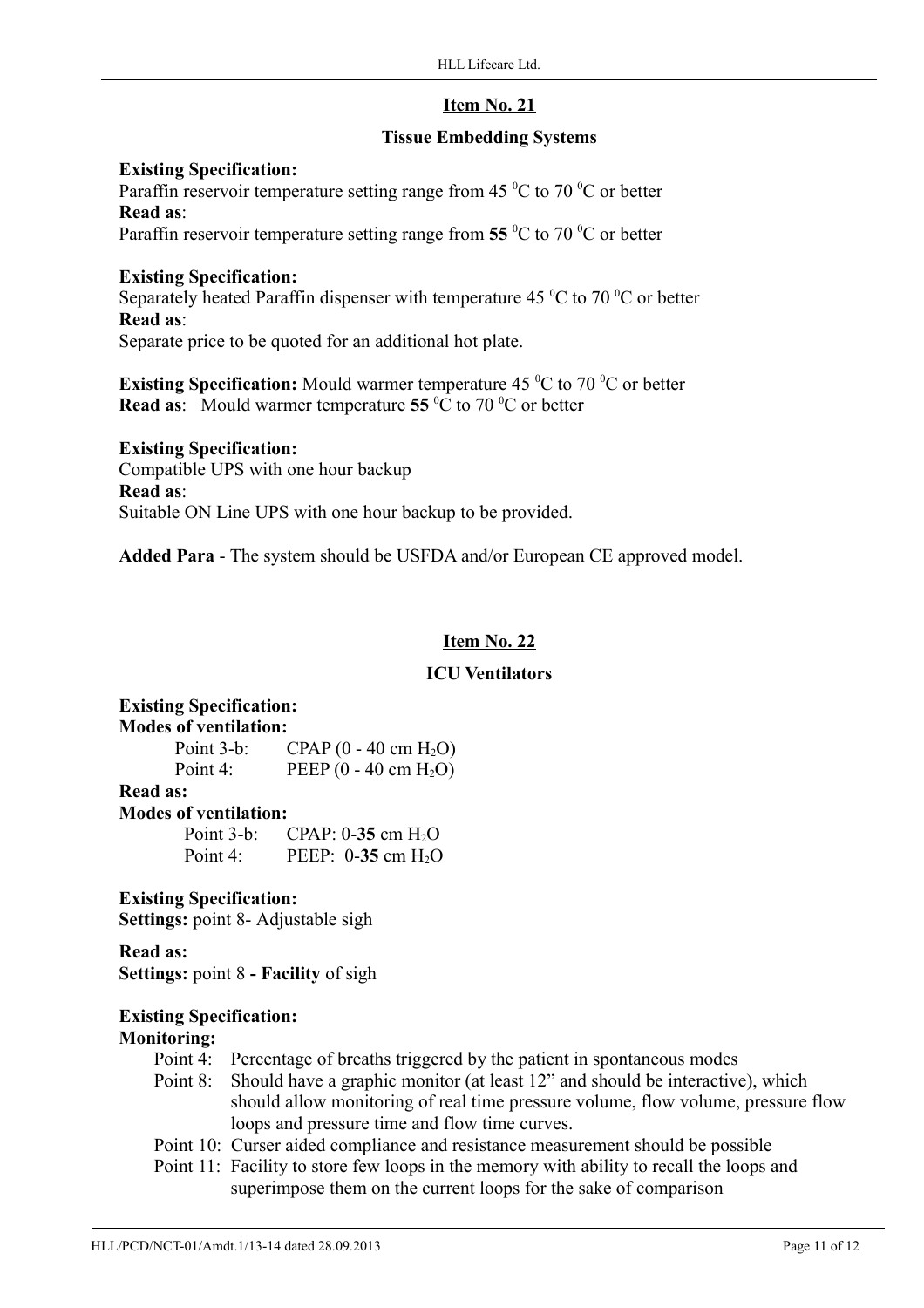## Item No. 21

### Tissue Embedding Systems

**Existing Specification:**
Paraffin reservoir temperature setting range from 45 $^{0}$C to 70 $^{0}$C or better
**Read as**:
Paraffin reservoir temperature setting range from **55** $^{0}$C to 70 $^{0}$C or better

**Existing Specification:**
Separately heated Paraffin dispenser with temperature 45 $^{0}$C to 70 $^{0}$C or better
**Read as**:
Separate price to be quoted for an additional hot plate.

**Existing Specification:** Mould warmer temperature 45 $^{0}$C to 70 $^{0}$C or better
**Read as**: Mould warmer temperature **55** $^{0}$C to 70 $^{0}$C or better

**Existing Specification:**
Compatible UPS with one hour backup
**Read as**:
Suitable ON Line UPS with one hour backup to be provided.

**Added Para** - The system should be USFDA and/or European CE approved model.

## Item No. 22

### ICU Ventilators

**Existing Specification:**
**Modes of ventilation:**
Point 3-b: CPAP (0 - 40 cm $H_2O$)
Point 4: PEEP (0 - 40 cm $H_2O$)
**Read as:**
**Modes of ventilation:**
Point 3-b: CPAP: 0-**35** cm $H_2O$
Point 4: PEEP: 0-**35** cm $H_2O$

**Existing Specification:**
**Settings:** point 8- Adjustable sigh

**Read as:**
**Settings:** point 8 **- Facility** of sigh

**Existing Specification:**
**Monitoring:**
- Point 4: Percentage of breaths triggered by the patient in spontaneous modes
- Point 8: Should have a graphic monitor (at least 12" and should be interactive), which should allow monitoring of real time pressure volume, flow volume, pressure flow loops and pressure time and flow time curves.
- Point 10: Curser aided compliance and resistance measurement should be possible
- Point 11: Facility to store few loops in the memory with ability to recall the loops and superimpose them on the current loops for the sake of comparison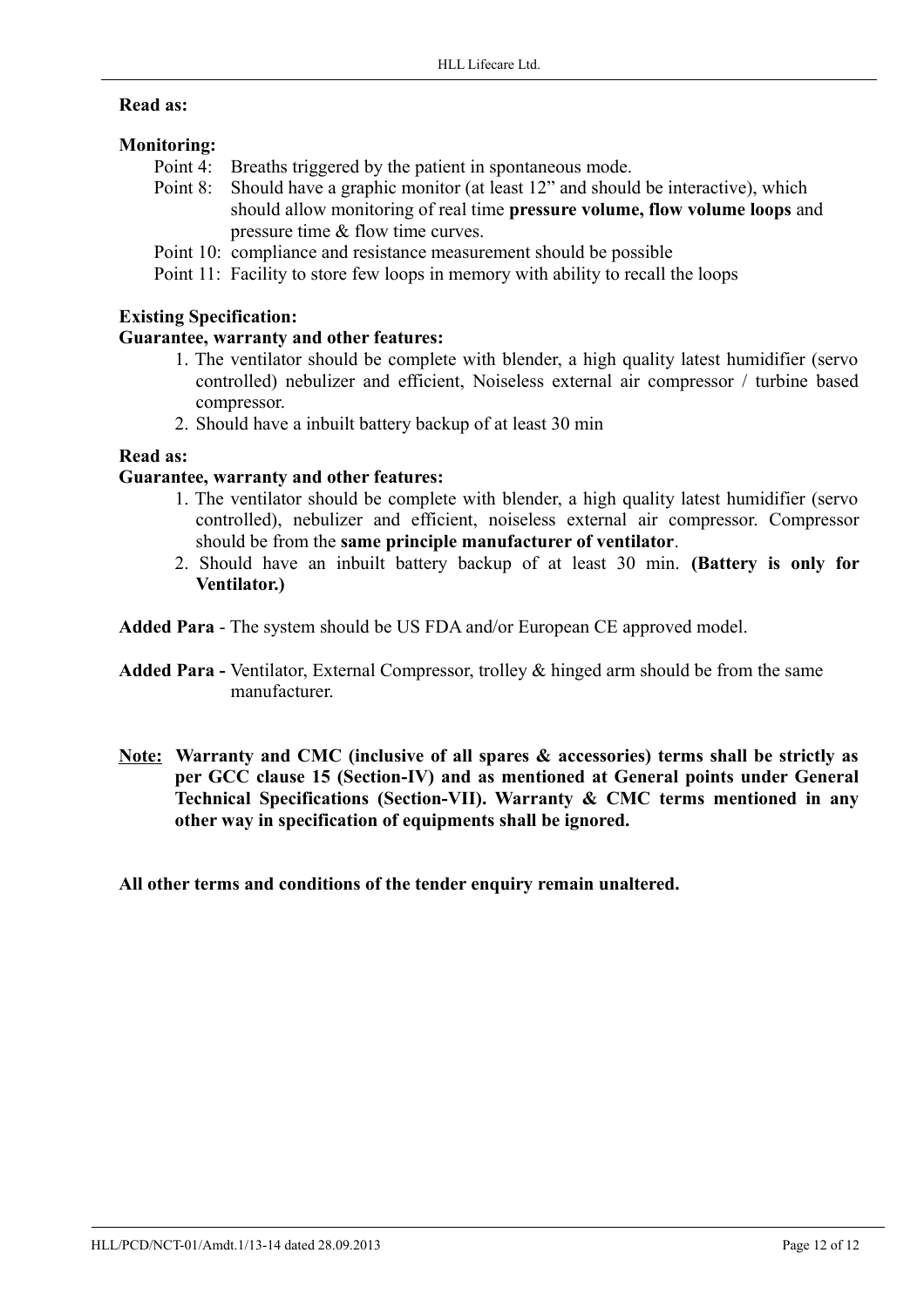**Read as:**

**Monitoring:**

Point 4: Breaths triggered by the patient in spontaneous mode.

Point 8: Should have a graphic monitor (at least 12” and should be interactive), which should allow monitoring of real time **pressure volume, flow volume loops** and pressure time & flow time curves.

Point 10: compliance and resistance measurement should be possible

Point 11: Facility to store few loops in memory with ability to recall the loops

**Existing Specification:**

**Guarantee, warranty and other features:**

1. The ventilator should be complete with blender, a high quality latest humidifier (servo controlled) nebulizer and efficient, Noiseless external air compressor / turbine based compressor.
2. Should have a inbuilt battery backup of at least 30 min

**Read as:**

**Guarantee, warranty and other features:**

1. The ventilator should be complete with blender, a high quality latest humidifier (servo controlled), nebulizer and efficient, noiseless external air compressor. Compressor should be from the **same principle manufacturer of ventilator**.
2. Should have an inbuilt battery backup of at least 30 min. **(Battery is only for Ventilator.)**

**Added Para** - The system should be US FDA and/or European CE approved model.

**Added Para -** Ventilator, External Compressor, trolley & hinged arm should be from the same manufacturer.

**Note: Warranty and CMC (inclusive of all spares & accessories) terms shall be strictly as per GCC clause 15 (Section-IV) and as mentioned at General points under General Technical Specifications (Section-VII). Warranty & CMC terms mentioned in any other way in specification of equipments shall be ignored.**

**All other terms and conditions of the tender enquiry remain unaltered.**